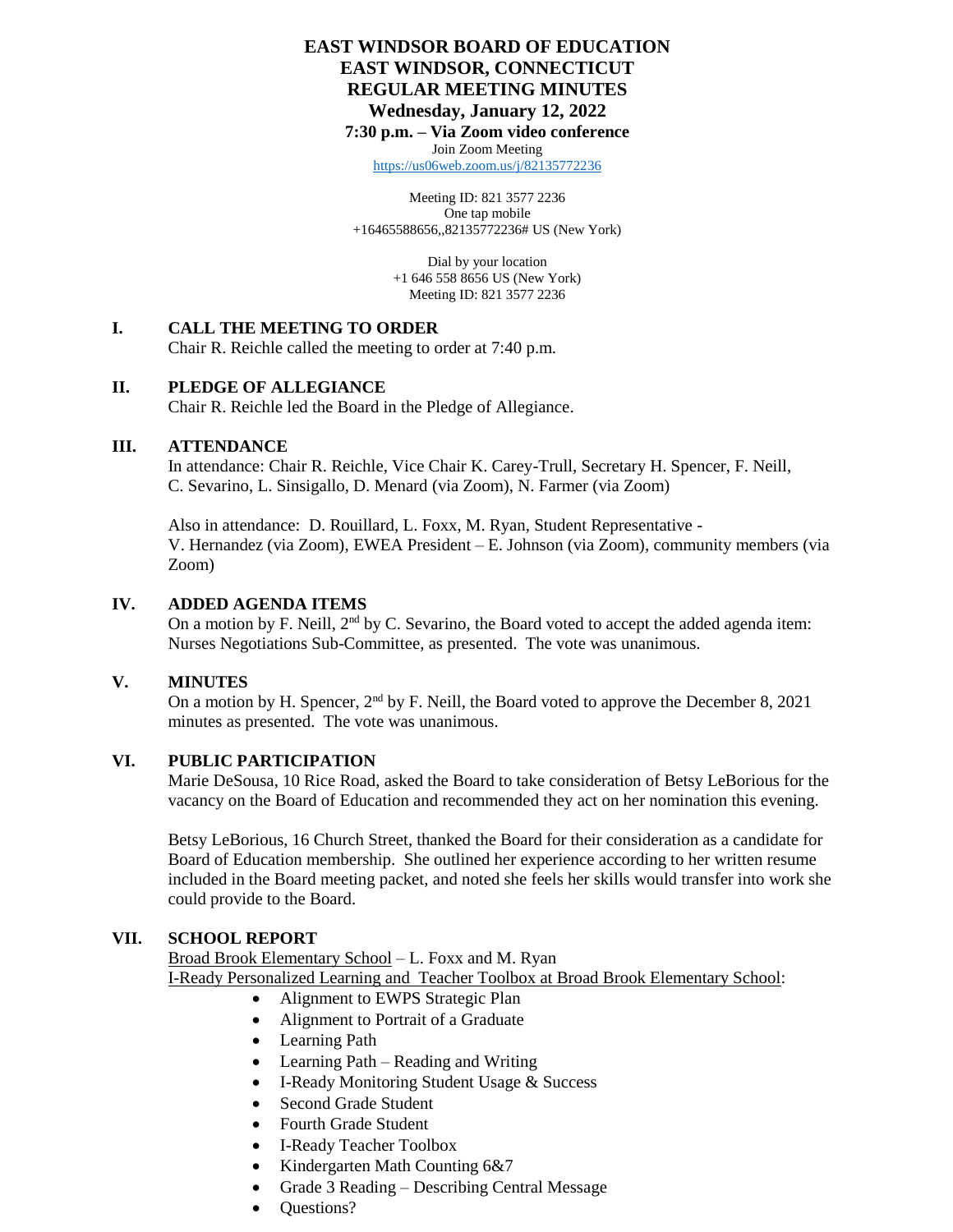# EAST WINDSOR BOARD OF EDUCATION
# EAST WINDSOR, CONNECTICUT
# REGULAR MEETING MINUTES
## Wednesday, January 12, 2022
### 7:30 p.m. – Via Zoom video conference

Join Zoom Meeting
https://us06web.zoom.us/j/82135772236

Meeting ID: 821 3577 2236
One tap mobile
+16465588656,,82135772236# US (New York)

Dial by your location
+1 646 558 8656 US (New York)
Meeting ID: 821 3577 2236

## I. CALL THE MEETING TO ORDER

Chair R. Reichle called the meeting to order at 7:40 p.m.

## II. PLEDGE OF ALLEGIANCE

Chair R. Reichle led the Board in the Pledge of Allegiance.

## III. ATTENDANCE

In attendance: Chair R. Reichle, Vice Chair K. Carey-Trull, Secretary H. Spencer, F. Neill, C. Sevarino, L. Sinsigallo, D. Menard (via Zoom), N. Farmer (via Zoom)

Also in attendance: D. Rouillard, L. Foxx, M. Ryan, Student Representative - V. Hernandez (via Zoom), EWEA President – E. Johnson (via Zoom), community members (via Zoom)

## IV. ADDED AGENDA ITEMS

On a motion by F. Neill, 2nd by C. Sevarino, the Board voted to accept the added agenda item: Nurses Negotiations Sub-Committee, as presented. The vote was unanimous.

## V. MINUTES

On a motion by H. Spencer, 2nd by F. Neill, the Board voted to approve the December 8, 2021 minutes as presented. The vote was unanimous.

## VI. PUBLIC PARTICIPATION

Marie DeSousa, 10 Rice Road, asked the Board to take consideration of Betsy LeBorious for the vacancy on the Board of Education and recommended they act on her nomination this evening.

Betsy LeBorious, 16 Church Street, thanked the Board for their consideration as a candidate for Board of Education membership. She outlined her experience according to her written resume included in the Board meeting packet, and noted she feels her skills would transfer into work she could provide to the Board.

## VII. SCHOOL REPORT

Broad Brook Elementary School – L. Foxx and M. Ryan

I-Ready Personalized Learning and Teacher Toolbox at Broad Brook Elementary School:

- Alignment to EWPS Strategic Plan
- Alignment to Portrait of a Graduate
- Learning Path
- Learning Path – Reading and Writing
- I-Ready Monitoring Student Usage & Success
- Second Grade Student
- Fourth Grade Student
- I-Ready Teacher Toolbox
- Kindergarten Math Counting 6&7
- Grade 3 Reading – Describing Central Message
- Questions?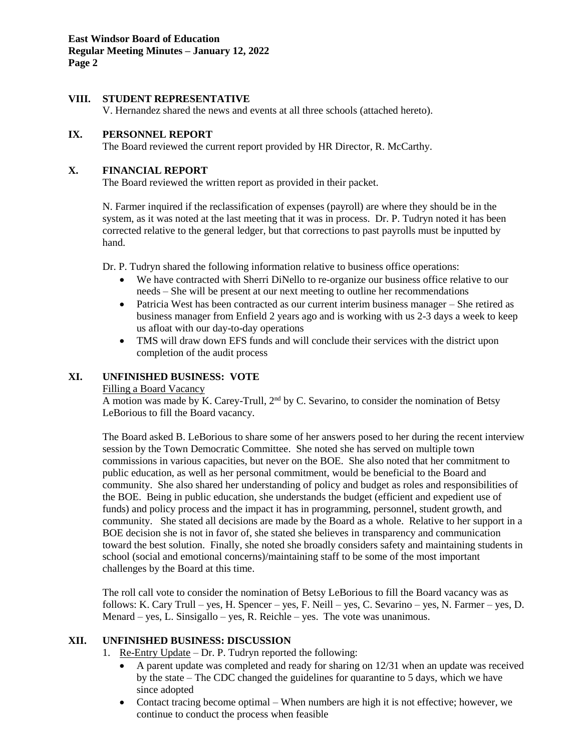## VIII. STUDENT REPRESENTATIVE

V. Hernandez shared the news and events at all three schools (attached hereto).

## IX. PERSONNEL REPORT

The Board reviewed the current report provided by HR Director, R. McCarthy.

## X. FINANCIAL REPORT

The Board reviewed the written report as provided in their packet.

N. Farmer inquired if the reclassification of expenses (payroll) are where they should be in the system, as it was noted at the last meeting that it was in process. Dr. P. Tudryn noted it has been corrected relative to the general ledger, but that corrections to past payrolls must be inputted by hand.

Dr. P. Tudryn shared the following information relative to business office operations:

- We have contracted with Sherri DiNello to re-organize our business office relative to our needs – She will be present at our next meeting to outline her recommendations
- Patricia West has been contracted as our current interim business manager – She retired as business manager from Enfield 2 years ago and is working with us 2-3 days a week to keep us afloat with our day-to-day operations
- TMS will draw down EFS funds and will conclude their services with the district upon completion of the audit process

## XI. UNFINISHED BUSINESS: VOTE

Filling a Board Vacancy

A motion was made by K. Carey-Trull, 2nd by C. Sevarino, to consider the nomination of Betsy LeBorious to fill the Board vacancy.

The Board asked B. LeBorious to share some of her answers posed to her during the recent interview session by the Town Democratic Committee. She noted she has served on multiple town commissions in various capacities, but never on the BOE. She also noted that her commitment to public education, as well as her personal commitment, would be beneficial to the Board and community. She also shared her understanding of policy and budget as roles and responsibilities of the BOE. Being in public education, she understands the budget (efficient and expedient use of funds) and policy process and the impact it has in programming, personnel, student growth, and community. She stated all decisions are made by the Board as a whole. Relative to her support in a BOE decision she is not in favor of, she stated she believes in transparency and communication toward the best solution. Finally, she noted she broadly considers safety and maintaining students in school (social and emotional concerns)/maintaining staff to be some of the most important challenges by the Board at this time.

The roll call vote to consider the nomination of Betsy LeBorious to fill the Board vacancy was as follows: K. Cary Trull – yes, H. Spencer – yes, F. Neill – yes, C. Sevarino – yes, N. Farmer – yes, D. Menard – yes, L. Sinsigallo – yes, R. Reichle – yes. The vote was unanimous.

## XII. UNFINISHED BUSINESS: DISCUSSION

1. Re-Entry Update – Dr. P. Tudryn reported the following:
   - A parent update was completed and ready for sharing on 12/31 when an update was received by the state – The CDC changed the guidelines for quarantine to 5 days, which we have since adopted
   - Contact tracing become optimal – When numbers are high it is not effective; however, we continue to conduct the process when feasible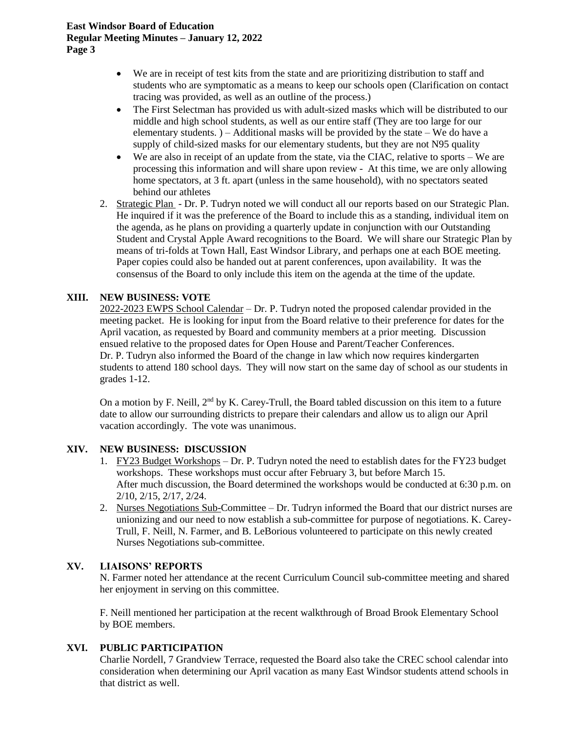- We are in receipt of test kits from the state and are prioritizing distribution to staff and students who are symptomatic as a means to keep our schools open (Clarification on contact tracing was provided, as well as an outline of the process.)
- The First Selectman has provided us with adult-sized masks which will be distributed to our middle and high school students, as well as our entire staff (They are too large for our elementary students. ) – Additional masks will be provided by the state – We do have a supply of child-sized masks for our elementary students, but they are not N95 quality
- We are also in receipt of an update from the state, via the CIAC, relative to sports – We are processing this information and will share upon review - At this time, we are only allowing home spectators, at 3 ft. apart (unless in the same household), with no spectators seated behind our athletes

2. Strategic Plan - Dr. P. Tudryn noted we will conduct all our reports based on our Strategic Plan. He inquired if it was the preference of the Board to include this as a standing, individual item on the agenda, as he plans on providing a quarterly update in conjunction with our Outstanding Student and Crystal Apple Award recognitions to the Board. We will share our Strategic Plan by means of tri-folds at Town Hall, East Windsor Library, and perhaps one at each BOE meeting. Paper copies could also be handed out at parent conferences, upon availability. It was the consensus of the Board to only include this item on the agenda at the time of the update.

## XIII. NEW BUSINESS: VOTE

2022-2023 EWPS School Calendar – Dr. P. Tudryn noted the proposed calendar provided in the meeting packet. He is looking for input from the Board relative to their preference for dates for the April vacation, as requested by Board and community members at a prior meeting. Discussion ensued relative to the proposed dates for Open House and Parent/Teacher Conferences. Dr. P. Tudryn also informed the Board of the change in law which now requires kindergarten students to attend 180 school days. They will now start on the same day of school as our students in grades 1-12.

On a motion by F. Neill, 2nd by K. Carey-Trull, the Board tabled discussion on this item to a future date to allow our surrounding districts to prepare their calendars and allow us to align our April vacation accordingly. The vote was unanimous.

## XIV. NEW BUSINESS: DISCUSSION

1. FY23 Budget Workshops – Dr. P. Tudryn noted the need to establish dates for the FY23 budget workshops. These workshops must occur after February 3, but before March 15. After much discussion, the Board determined the workshops would be conducted at 6:30 p.m. on 2/10, 2/15, 2/17, 2/24.
2. Nurses Negotiations Sub-Committee – Dr. Tudryn informed the Board that our district nurses are unionizing and our need to now establish a sub-committee for purpose of negotiations. K. Carey-Trull, F. Neill, N. Farmer, and B. LeBorious volunteered to participate on this newly created Nurses Negotiations sub-committee.

## XV. LIAISONS' REPORTS

N. Farmer noted her attendance at the recent Curriculum Council sub-committee meeting and shared her enjoyment in serving on this committee.

F. Neill mentioned her participation at the recent walkthrough of Broad Brook Elementary School by BOE members.

## XVI. PUBLIC PARTICIPATION

Charlie Nordell, 7 Grandview Terrace, requested the Board also take the CREC school calendar into consideration when determining our April vacation as many East Windsor students attend schools in that district as well.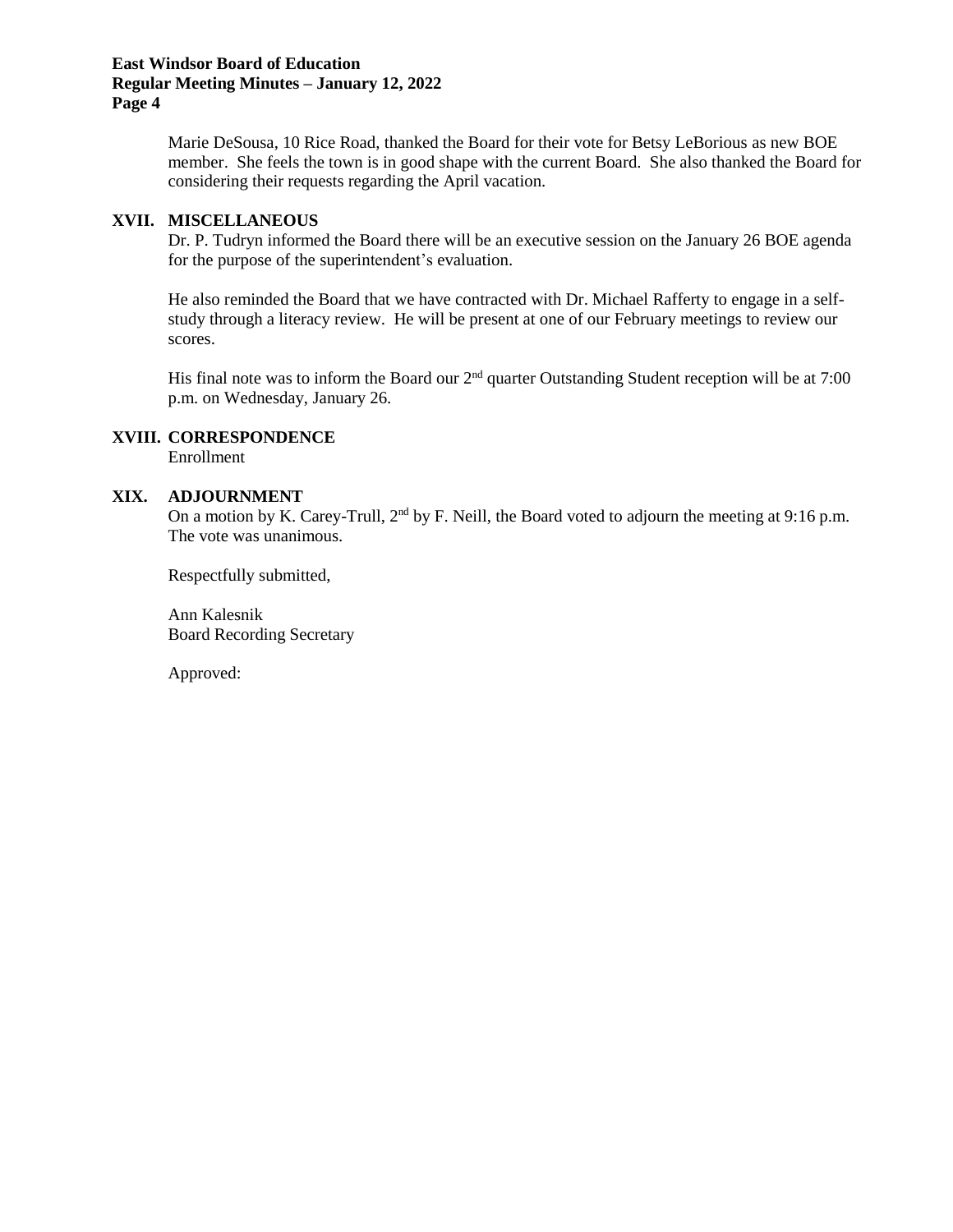Marie DeSousa, 10 Rice Road, thanked the Board for their vote for Betsy LeBorious as new BOE member. She feels the town is in good shape with the current Board. She also thanked the Board for considering their requests regarding the April vacation.

## XVII. MISCELLANEOUS

Dr. P. Tudryn informed the Board there will be an executive session on the January 26 BOE agenda for the purpose of the superintendent's evaluation.

He also reminded the Board that we have contracted with Dr. Michael Rafferty to engage in a self-study through a literacy review. He will be present at one of our February meetings to review our scores.

His final note was to inform the Board our 2nd quarter Outstanding Student reception will be at 7:00 p.m. on Wednesday, January 26.

## XVIII. CORRESPONDENCE

Enrollment

## XIX. ADJOURNMENT

On a motion by K. Carey-Trull, 2nd by F. Neill, the Board voted to adjourn the meeting at 9:16 p.m. The vote was unanimous.

Respectfully submitted,

Ann Kalesnik
Board Recording Secretary

Approved: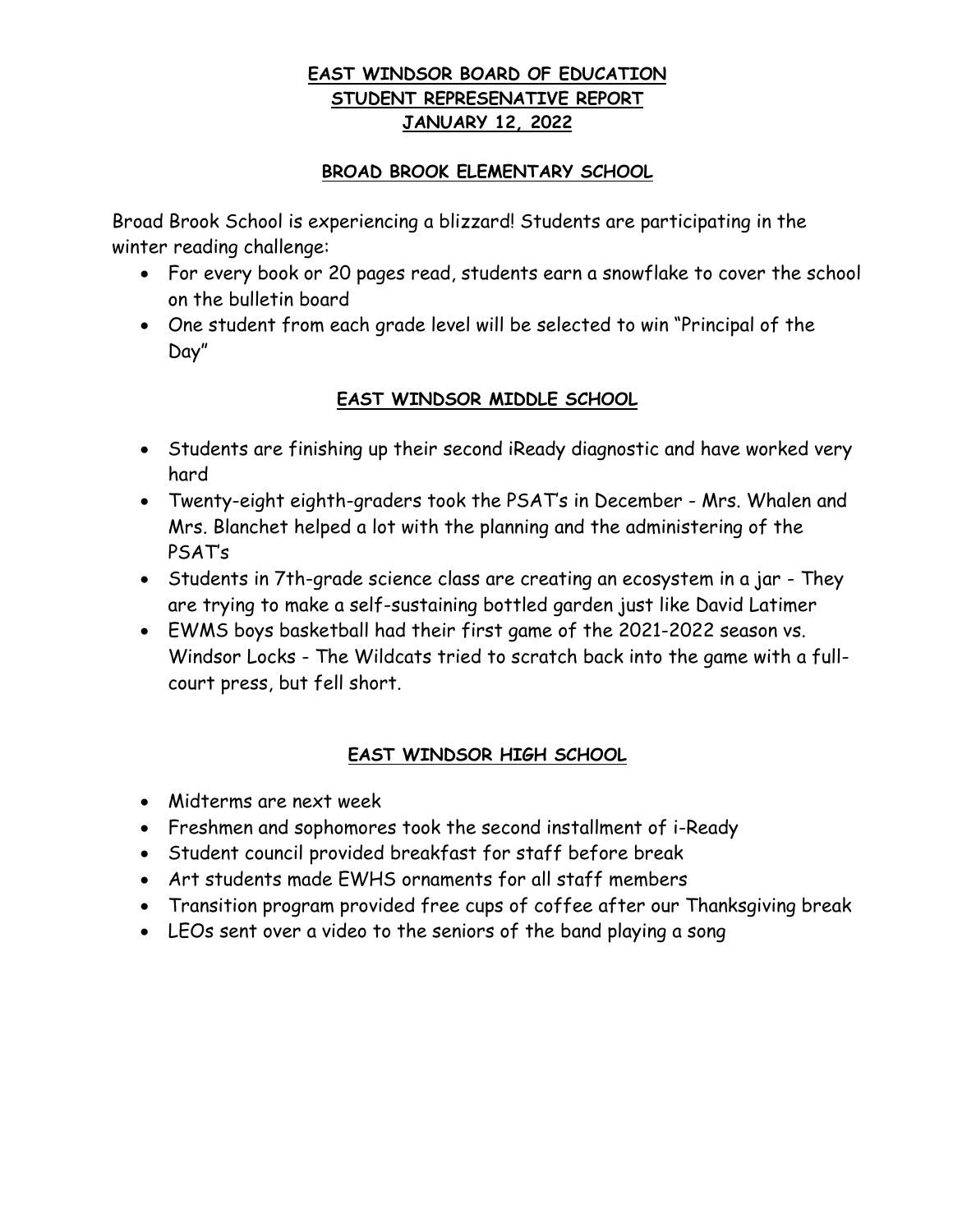# EAST WINDSOR BOARD OF EDUCATION
# STUDENT REPRESENATIVE REPORT
# JANUARY 12, 2022

## BROAD BROOK ELEMENTARY SCHOOL

Broad Brook School is experiencing a blizzard! Students are participating in the winter reading challenge:

- For every book or 20 pages read, students earn a snowflake to cover the school on the bulletin board
- One student from each grade level will be selected to win "Principal of the Day"

## EAST WINDSOR MIDDLE SCHOOL

- Students are finishing up their second iReady diagnostic and have worked very hard
- Twenty-eight eighth-graders took the PSAT's in December - Mrs. Whalen and Mrs. Blanchet helped a lot with the planning and the administering of the PSAT's
- Students in 7th-grade science class are creating an ecosystem in a jar - They are trying to make a self-sustaining bottled garden just like David Latimer
- EWMS boys basketball had their first game of the 2021-2022 season vs. Windsor Locks - The Wildcats tried to scratch back into the game with a full-court press, but fell short.

## EAST WINDSOR HIGH SCHOOL

- Midterms are next week
- Freshmen and sophomores took the second installment of i-Ready
- Student council provided breakfast for staff before break
- Art students made EWHS ornaments for all staff members
- Transition program provided free cups of coffee after our Thanksgiving break
- LEOs sent over a video to the seniors of the band playing a song